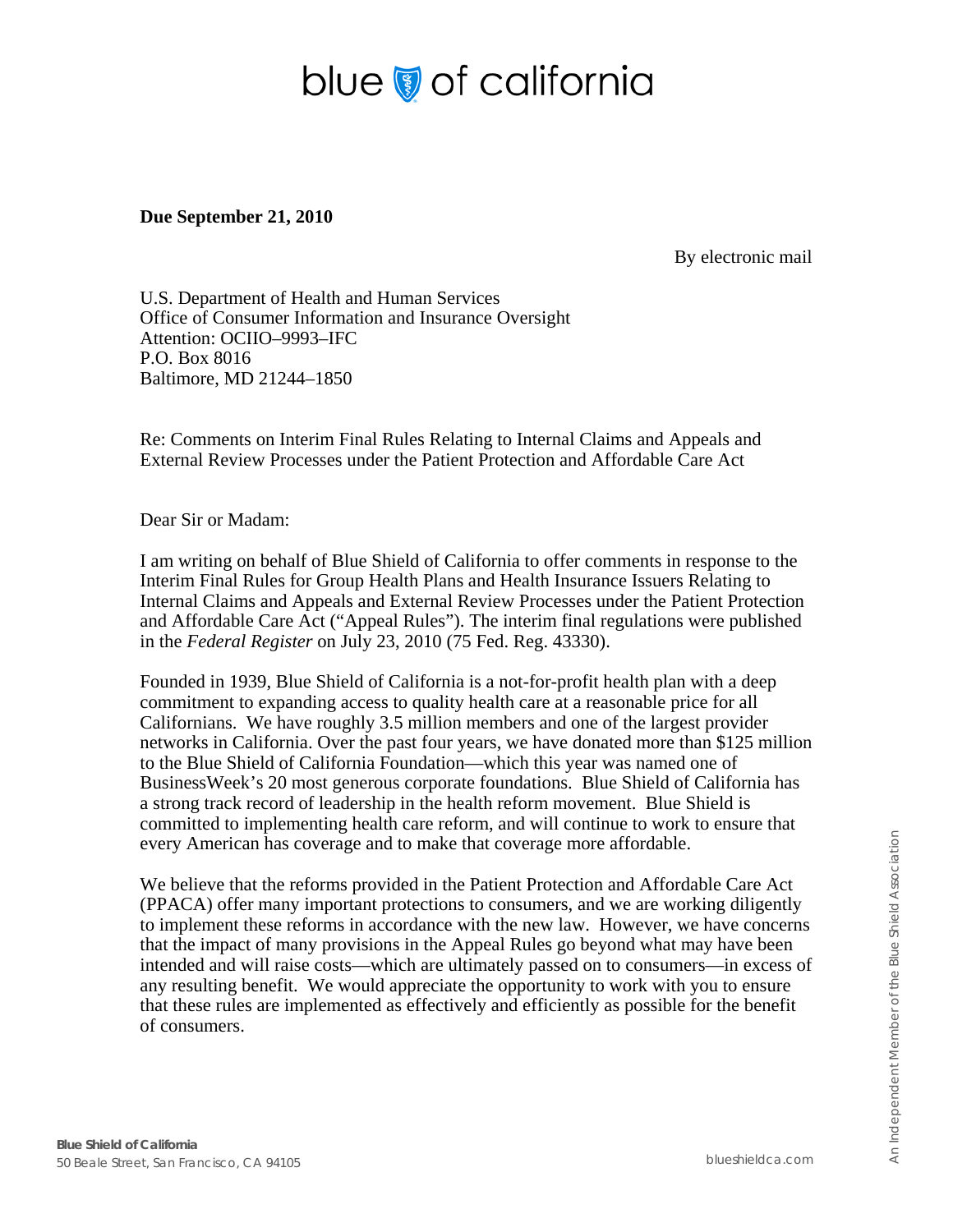blue of california

**Due September 21, 2010**

By electronic mail

U.S. Department of Health and Human Services
Office of Consumer Information and Insurance Oversight
Attention: OCIIO–9993–IFC
P.O. Box 8016
Baltimore, MD 21244–1850

Re: Comments on Interim Final Rules Relating to Internal Claims and Appeals and External Review Processes under the Patient Protection and Affordable Care Act

Dear Sir or Madam:

I am writing on behalf of Blue Shield of California to offer comments in response to the Interim Final Rules for Group Health Plans and Health Insurance Issuers Relating to Internal Claims and Appeals and External Review Processes under the Patient Protection and Affordable Care Act ("Appeal Rules"). The interim final regulations were published in the *Federal Register* on July 23, 2010 (75 Fed. Reg. 43330).

Founded in 1939, Blue Shield of California is a not-for-profit health plan with a deep commitment to expanding access to quality health care at a reasonable price for all Californians. We have roughly 3.5 million members and one of the largest provider networks in California. Over the past four years, we have donated more than $125 million to the Blue Shield of California Foundation—which this year was named one of BusinessWeek's 20 most generous corporate foundations. Blue Shield of California has a strong track record of leadership in the health reform movement. Blue Shield is committed to implementing health care reform, and will continue to work to ensure that every American has coverage and to make that coverage more affordable.

We believe that the reforms provided in the Patient Protection and Affordable Care Act (PPACA) offer many important protections to consumers, and we are working diligently to implement these reforms in accordance with the new law. However, we have concerns that the impact of many provisions in the Appeal Rules go beyond what may have been intended and will raise costs—which are ultimately passed on to consumers—in excess of any resulting benefit. We would appreciate the opportunity to work with you to ensure that these rules are implemented as effectively and efficiently as possible for the benefit of consumers.

**Blue Shield of California**
50 Beale Street, San Francisco, CA 94105

blueshieldca.com

An Independent Member of the Blue Shield Association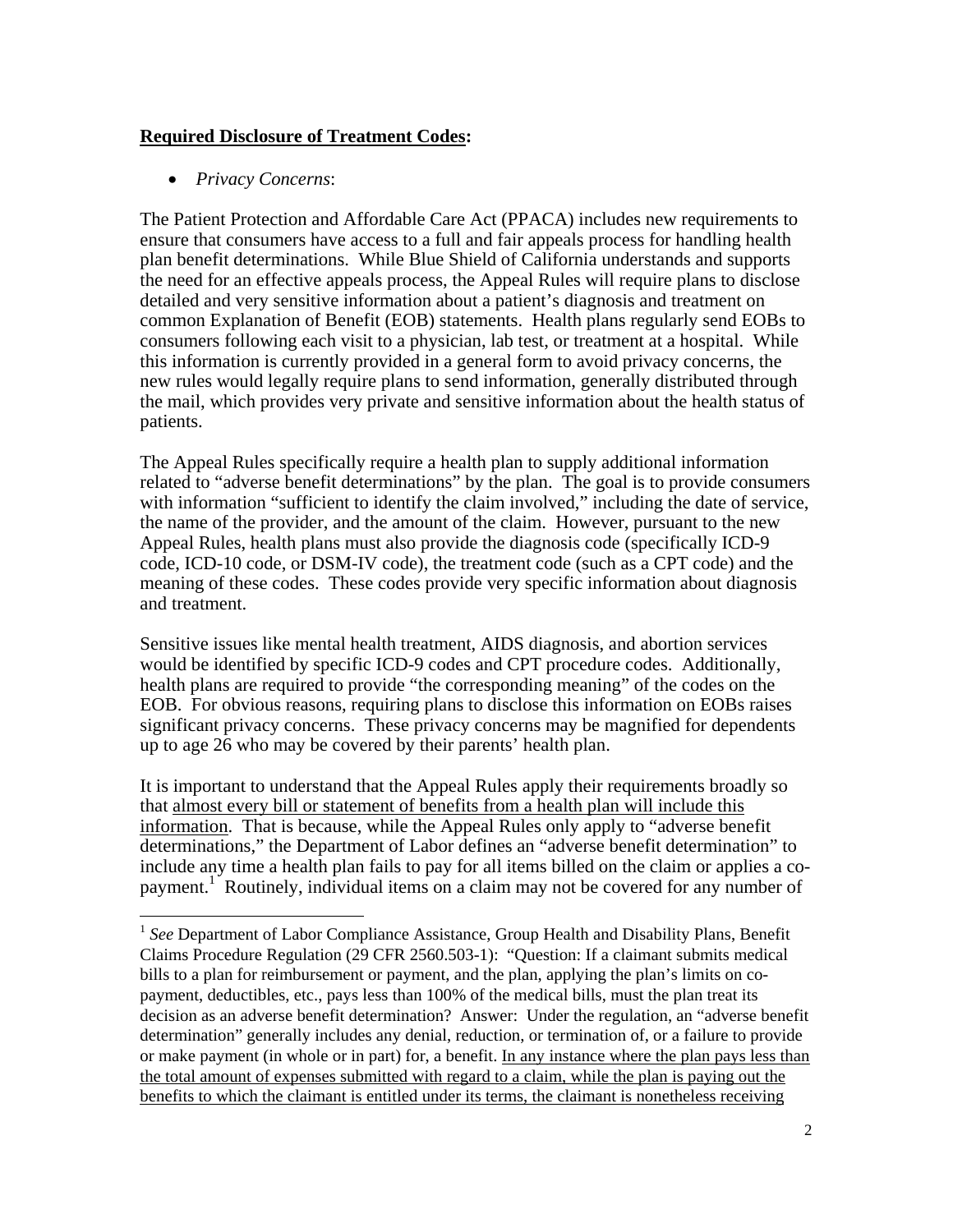**<u>Required Disclosure of Treatment Codes</u>:**

- *Privacy Concerns*:

The Patient Protection and Affordable Care Act (PPACA) includes new requirements to ensure that consumers have access to a full and fair appeals process for handling health plan benefit determinations. While Blue Shield of California understands and supports the need for an effective appeals process, the Appeal Rules will require plans to disclose detailed and very sensitive information about a patient's diagnosis and treatment on common Explanation of Benefit (EOB) statements. Health plans regularly send EOBs to consumers following each visit to a physician, lab test, or treatment at a hospital. While this information is currently provided in a general form to avoid privacy concerns, the new rules would legally require plans to send information, generally distributed through the mail, which provides very private and sensitive information about the health status of patients.

The Appeal Rules specifically require a health plan to supply additional information related to "adverse benefit determinations" by the plan. The goal is to provide consumers with information "sufficient to identify the claim involved," including the date of service, the name of the provider, and the amount of the claim. However, pursuant to the new Appeal Rules, health plans must also provide the diagnosis code (specifically ICD-9 code, ICD-10 code, or DSM-IV code), the treatment code (such as a CPT code) and the meaning of these codes. These codes provide very specific information about diagnosis and treatment.

Sensitive issues like mental health treatment, AIDS diagnosis, and abortion services would be identified by specific ICD-9 codes and CPT procedure codes. Additionally, health plans are required to provide "the corresponding meaning" of the codes on the EOB. For obvious reasons, requiring plans to disclose this information on EOBs raises significant privacy concerns. These privacy concerns may be magnified for dependents up to age 26 who may be covered by their parents' health plan.

It is important to understand that the Appeal Rules apply their requirements broadly so that <u>almost every bill or statement of benefits from a health plan will include this information</u>. That is because, while the Appeal Rules only apply to "adverse benefit determinations," the Department of Labor defines an "adverse benefit determination" to include any time a health plan fails to pay for all items billed on the claim or applies a co-payment.[1] Routinely, individual items on a claim may not be covered for any number of

---

[1] *See* Department of Labor Compliance Assistance, Group Health and Disability Plans, Benefit Claims Procedure Regulation (29 CFR 2560.503-1): "Question: If a claimant submits medical bills to a plan for reimbursement or payment, and the plan, applying the plan's limits on co-payment, deductibles, etc., pays less than 100% of the medical bills, must the plan treat its decision as an adverse benefit determination? Answer: Under the regulation, an "adverse benefit determination" generally includes any denial, reduction, or termination of, or a failure to provide or make payment (in whole or in part) for, a benefit. <u>In any instance where the plan pays less than the total amount of expenses submitted with regard to a claim, while the plan is paying out the benefits to which the claimant is entitled under its terms, the claimant is nonetheless receiving</u>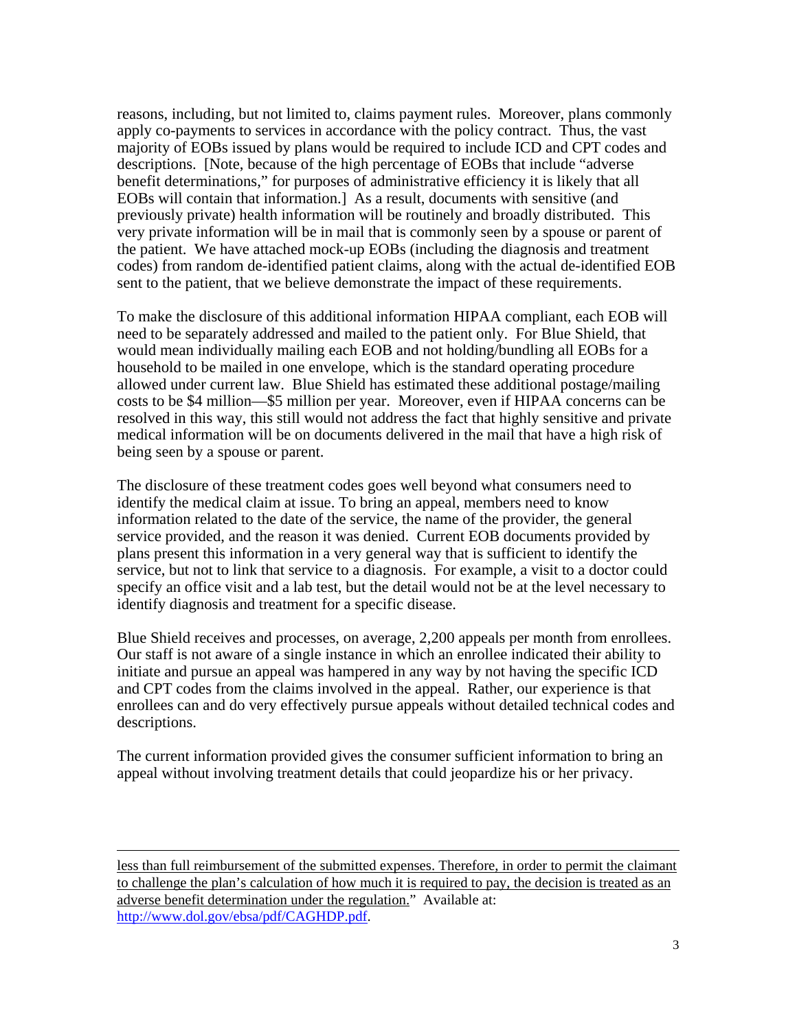reasons, including, but not limited to, claims payment rules. Moreover, plans commonly apply co-payments to services in accordance with the policy contract. Thus, the vast majority of EOBs issued by plans would be required to include ICD and CPT codes and descriptions. [Note, because of the high percentage of EOBs that include "adverse benefit determinations," for purposes of administrative efficiency it is likely that all EOBs will contain that information.] As a result, documents with sensitive (and previously private) health information will be routinely and broadly distributed. This very private information will be in mail that is commonly seen by a spouse or parent of the patient. We have attached mock-up EOBs (including the diagnosis and treatment codes) from random de-identified patient claims, along with the actual de-identified EOB sent to the patient, that we believe demonstrate the impact of these requirements.

To make the disclosure of this additional information HIPAA compliant, each EOB will need to be separately addressed and mailed to the patient only. For Blue Shield, that would mean individually mailing each EOB and not holding/bundling all EOBs for a household to be mailed in one envelope, which is the standard operating procedure allowed under current law. Blue Shield has estimated these additional postage/mailing costs to be $4 million—$5 million per year. Moreover, even if HIPAA concerns can be resolved in this way, this still would not address the fact that highly sensitive and private medical information will be on documents delivered in the mail that have a high risk of being seen by a spouse or parent.

The disclosure of these treatment codes goes well beyond what consumers need to identify the medical claim at issue. To bring an appeal, members need to know information related to the date of the service, the name of the provider, the general service provided, and the reason it was denied. Current EOB documents provided by plans present this information in a very general way that is sufficient to identify the service, but not to link that service to a diagnosis. For example, a visit to a doctor could specify an office visit and a lab test, but the detail would not be at the level necessary to identify diagnosis and treatment for a specific disease.

Blue Shield receives and processes, on average, 2,200 appeals per month from enrollees. Our staff is not aware of a single instance in which an enrollee indicated their ability to initiate and pursue an appeal was hampered in any way by not having the specific ICD and CPT codes from the claims involved in the appeal. Rather, our experience is that enrollees can and do very effectively pursue appeals without detailed technical codes and descriptions.

The current information provided gives the consumer sufficient information to bring an appeal without involving treatment details that could jeopardize his or her privacy.

---

less than full reimbursement of the submitted expenses. Therefore, in order to permit the claimant to challenge the plan's calculation of how much it is required to pay, the decision is treated as an adverse benefit determination under the regulation." Available at: http://www.dol.gov/ebsa/pdf/CAGHDP.pdf.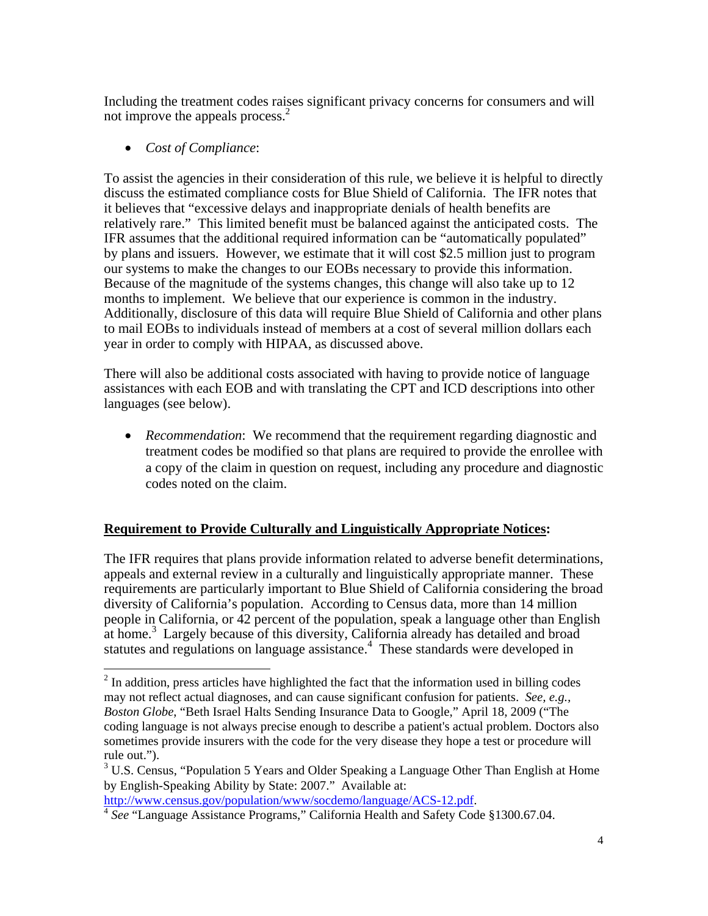Including the treatment codes raises significant privacy concerns for consumers and will not improve the appeals process.[2]

- *Cost of Compliance*:

To assist the agencies in their consideration of this rule, we believe it is helpful to directly discuss the estimated compliance costs for Blue Shield of California. The IFR notes that it believes that "excessive delays and inappropriate denials of health benefits are relatively rare." This limited benefit must be balanced against the anticipated costs. The IFR assumes that the additional required information can be "automatically populated" by plans and issuers. However, we estimate that it will cost $2.5 million just to program our systems to make the changes to our EOBs necessary to provide this information. Because of the magnitude of the systems changes, this change will also take up to 12 months to implement. We believe that our experience is common in the industry. Additionally, disclosure of this data will require Blue Shield of California and other plans to mail EOBs to individuals instead of members at a cost of several million dollars each year in order to comply with HIPAA, as discussed above.

There will also be additional costs associated with having to provide notice of language assistances with each EOB and with translating the CPT and ICD descriptions into other languages (see below).

- *Recommendation*: We recommend that the requirement regarding diagnostic and treatment codes be modified so that plans are required to provide the enrollee with a copy of the claim in question on request, including any procedure and diagnostic codes noted on the claim.

**<u>Requirement to Provide Culturally and Linguistically Appropriate Notices</u>:**

The IFR requires that plans provide information related to adverse benefit determinations, appeals and external review in a culturally and linguistically appropriate manner. These requirements are particularly important to Blue Shield of California considering the broad diversity of California's population. According to Census data, more than 14 million people in California, or 42 percent of the population, speak a language other than English at home.[3] Largely because of this diversity, California already has detailed and broad statutes and regulations on language assistance.[4] These standards were developed in

---

[2] In addition, press articles have highlighted the fact that the information used in billing codes may not reflect actual diagnoses, and can cause significant confusion for patients. *See, e.g., Boston Globe*, "Beth Israel Halts Sending Insurance Data to Google," April 18, 2009 ("The coding language is not always precise enough to describe a patient's actual problem. Doctors also sometimes provide insurers with the code for the very disease they hope a test or procedure will rule out.").

[3] U.S. Census, "Population 5 Years and Older Speaking a Language Other Than English at Home by English-Speaking Ability by State: 2007." Available at: http://www.census.gov/population/www/socdemo/language/ACS-12.pdf.

[4] *See* "Language Assistance Programs," California Health and Safety Code §1300.67.04.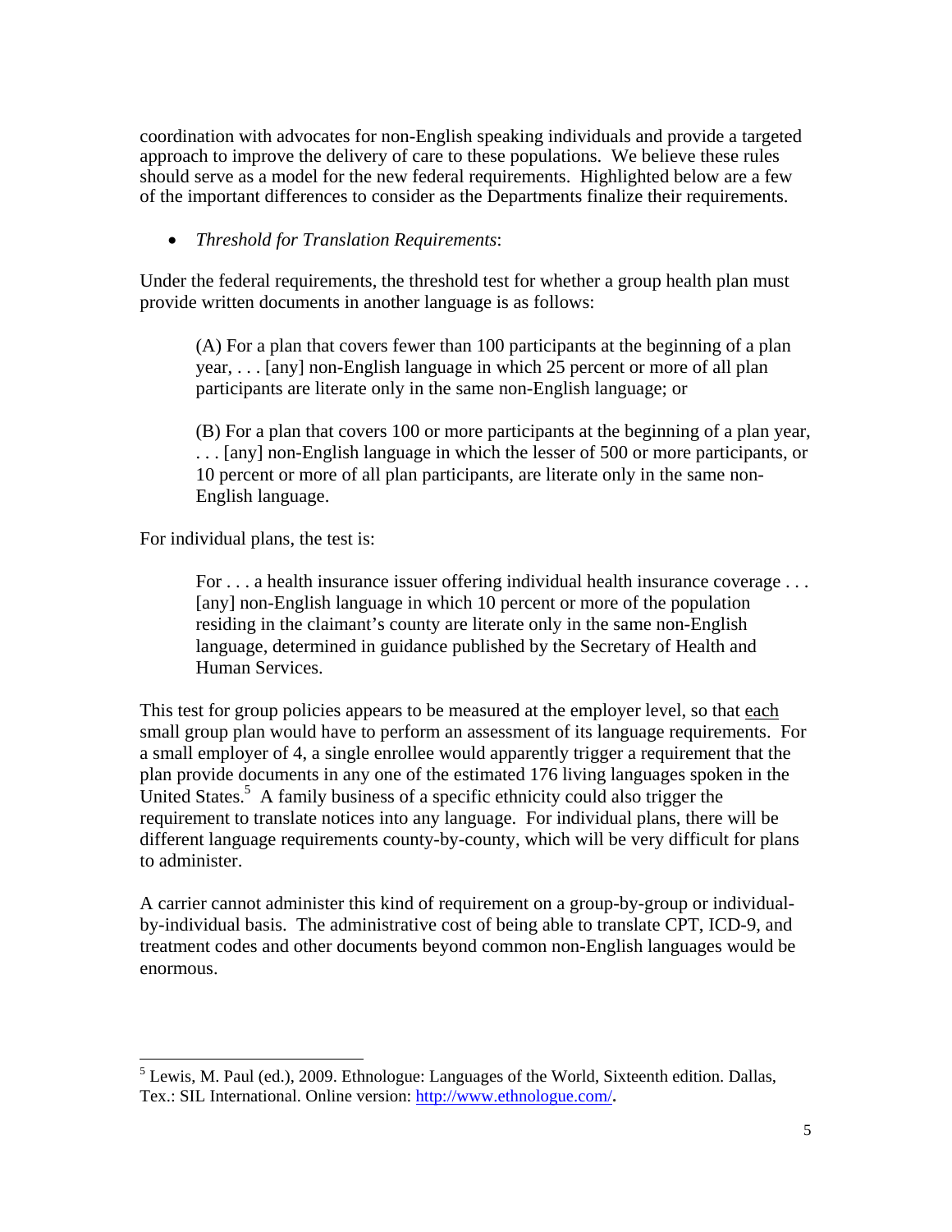coordination with advocates for non-English speaking individuals and provide a targeted approach to improve the delivery of care to these populations. We believe these rules should serve as a model for the new federal requirements. Highlighted below are a few of the important differences to consider as the Departments finalize their requirements.

- *Threshold for Translation Requirements*:

Under the federal requirements, the threshold test for whether a group health plan must provide written documents in another language is as follows:

> (A) For a plan that covers fewer than 100 participants at the beginning of a plan year, . . . [any] non-English language in which 25 percent or more of all plan participants are literate only in the same non-English language; or
>
> (B) For a plan that covers 100 or more participants at the beginning of a plan year, . . . [any] non-English language in which the lesser of 500 or more participants, or 10 percent or more of all plan participants, are literate only in the same non-English language.

For individual plans, the test is:

> For . . . a health insurance issuer offering individual health insurance coverage . . . [any] non-English language in which 10 percent or more of the population residing in the claimant's county are literate only in the same non-English language, determined in guidance published by the Secretary of Health and Human Services.

This test for group policies appears to be measured at the employer level, so that each small group plan would have to perform an assessment of its language requirements. For a small employer of 4, a single enrollee would apparently trigger a requirement that the plan provide documents in any one of the estimated 176 living languages spoken in the United States.[5] A family business of a specific ethnicity could also trigger the requirement to translate notices into any language. For individual plans, there will be different language requirements county-by-county, which will be very difficult for plans to administer.

A carrier cannot administer this kind of requirement on a group-by-group or individual-by-individual basis. The administrative cost of being able to translate CPT, ICD-9, and treatment codes and other documents beyond common non-English languages would be enormous.

[5] Lewis, M. Paul (ed.), 2009. Ethnologue: Languages of the World, Sixteenth edition. Dallas, Tex.: SIL International. Online version: http://www.ethnologue.com/.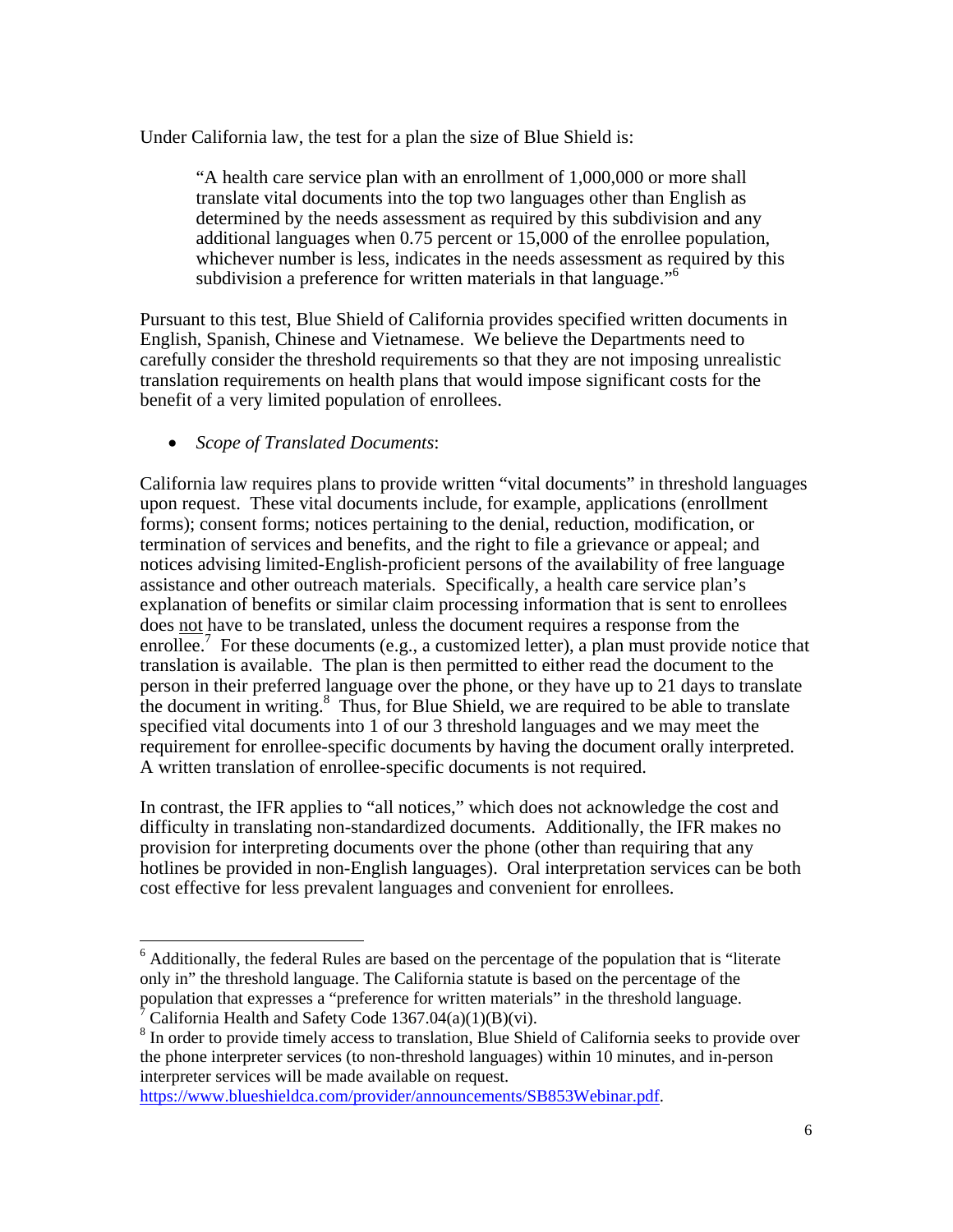Under California law, the test for a plan the size of Blue Shield is:

> "A health care service plan with an enrollment of 1,000,000 or more shall translate vital documents into the top two languages other than English as determined by the needs assessment as required by this subdivision and any additional languages when 0.75 percent or 15,000 of the enrollee population, whichever number is less, indicates in the needs assessment as required by this subdivision a preference for written materials in that language."[6]

Pursuant to this test, Blue Shield of California provides specified written documents in English, Spanish, Chinese and Vietnamese. We believe the Departments need to carefully consider the threshold requirements so that they are not imposing unrealistic translation requirements on health plans that would impose significant costs for the benefit of a very limited population of enrollees.

- *Scope of Translated Documents*:

California law requires plans to provide written "vital documents" in threshold languages upon request. These vital documents include, for example, applications (enrollment forms); consent forms; notices pertaining to the denial, reduction, modification, or termination of services and benefits, and the right to file a grievance or appeal; and notices advising limited-English-proficient persons of the availability of free language assistance and other outreach materials. Specifically, a health care service plan's explanation of benefits or similar claim processing information that is sent to enrollees does not have to be translated, unless the document requires a response from the enrollee.[7] For these documents (e.g., a customized letter), a plan must provide notice that translation is available. The plan is then permitted to either read the document to the person in their preferred language over the phone, or they have up to 21 days to translate the document in writing.[8] Thus, for Blue Shield, we are required to be able to translate specified vital documents into 1 of our 3 threshold languages and we may meet the requirement for enrollee-specific documents by having the document orally interpreted. A written translation of enrollee-specific documents is not required.

In contrast, the IFR applies to "all notices," which does not acknowledge the cost and difficulty in translating non-standardized documents. Additionally, the IFR makes no provision for interpreting documents over the phone (other than requiring that any hotlines be provided in non-English languages). Oral interpretation services can be both cost effective for less prevalent languages and convenient for enrollees.

---

[6] Additionally, the federal Rules are based on the percentage of the population that is "literate only in" the threshold language. The California statute is based on the percentage of the population that expresses a "preference for written materials" in the threshold language.

[7] California Health and Safety Code 1367.04(a)(1)(B)(vi).

[8] In order to provide timely access to translation, Blue Shield of California seeks to provide over the phone interpreter services (to non-threshold languages) within 10 minutes, and in-person interpreter services will be made available on request. https://www.blueshieldca.com/provider/announcements/SB853Webinar.pdf.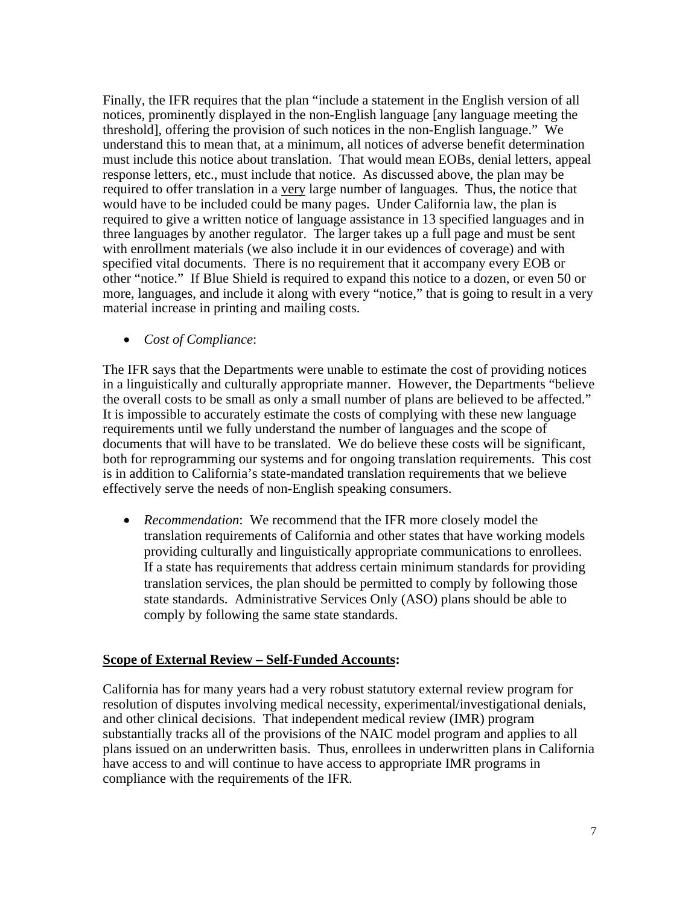Finally, the IFR requires that the plan "include a statement in the English version of all notices, prominently displayed in the non-English language [any language meeting the threshold], offering the provision of such notices in the non-English language." We understand this to mean that, at a minimum, all notices of adverse benefit determination must include this notice about translation. That would mean EOBs, denial letters, appeal response letters, etc., must include that notice. As discussed above, the plan may be required to offer translation in a very large number of languages. Thus, the notice that would have to be included could be many pages. Under California law, the plan is required to give a written notice of language assistance in 13 specified languages and in three languages by another regulator. The larger takes up a full page and must be sent with enrollment materials (we also include it in our evidences of coverage) and with specified vital documents. There is no requirement that it accompany every EOB or other "notice." If Blue Shield is required to expand this notice to a dozen, or even 50 or more, languages, and include it along with every "notice," that is going to result in a very material increase in printing and mailing costs.

- *Cost of Compliance*:

The IFR says that the Departments were unable to estimate the cost of providing notices in a linguistically and culturally appropriate manner. However, the Departments "believe the overall costs to be small as only a small number of plans are believed to be affected." It is impossible to accurately estimate the costs of complying with these new language requirements until we fully understand the number of languages and the scope of documents that will have to be translated. We do believe these costs will be significant, both for reprogramming our systems and for ongoing translation requirements. This cost is in addition to California's state-mandated translation requirements that we believe effectively serve the needs of non-English speaking consumers.

- *Recommendation*: We recommend that the IFR more closely model the translation requirements of California and other states that have working models providing culturally and linguistically appropriate communications to enrollees. If a state has requirements that address certain minimum standards for providing translation services, the plan should be permitted to comply by following those state standards. Administrative Services Only (ASO) plans should be able to comply by following the same state standards.

**Scope of External Review – Self-Funded Accounts:**

California has for many years had a very robust statutory external review program for resolution of disputes involving medical necessity, experimental/investigational denials, and other clinical decisions. That independent medical review (IMR) program substantially tracks all of the provisions of the NAIC model program and applies to all plans issued on an underwritten basis. Thus, enrollees in underwritten plans in California have access to and will continue to have access to appropriate IMR programs in compliance with the requirements of the IFR.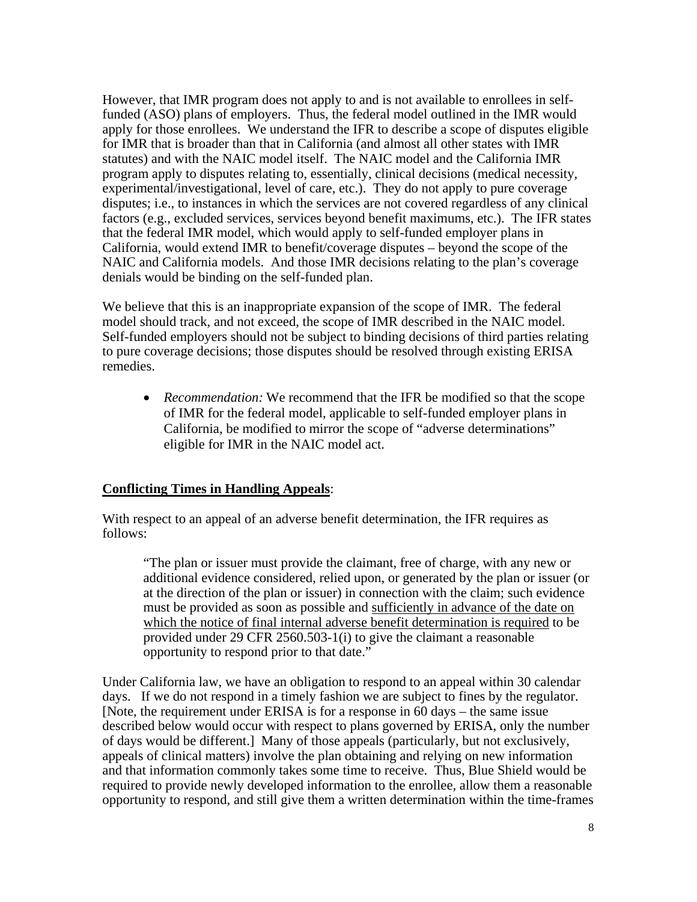However, that IMR program does not apply to and is not available to enrollees in self-funded (ASO) plans of employers. Thus, the federal model outlined in the IMR would apply for those enrollees. We understand the IFR to describe a scope of disputes eligible for IMR that is broader than that in California (and almost all other states with IMR statutes) and with the NAIC model itself. The NAIC model and the California IMR program apply to disputes relating to, essentially, clinical decisions (medical necessity, experimental/investigational, level of care, etc.). They do not apply to pure coverage disputes; i.e., to instances in which the services are not covered regardless of any clinical factors (e.g., excluded services, services beyond benefit maximums, etc.). The IFR states that the federal IMR model, which would apply to self-funded employer plans in California, would extend IMR to benefit/coverage disputes – beyond the scope of the NAIC and California models. And those IMR decisions relating to the plan's coverage denials would be binding on the self-funded plan.

We believe that this is an inappropriate expansion of the scope of IMR. The federal model should track, and not exceed, the scope of IMR described in the NAIC model. Self-funded employers should not be subject to binding decisions of third parties relating to pure coverage decisions; those disputes should be resolved through existing ERISA remedies.

- *Recommendation:* We recommend that the IFR be modified so that the scope of IMR for the federal model, applicable to self-funded employer plans in California, be modified to mirror the scope of "adverse determinations" eligible for IMR in the NAIC model act.

**Conflicting Times in Handling Appeals**:

With respect to an appeal of an adverse benefit determination, the IFR requires as follows:

> "The plan or issuer must provide the claimant, free of charge, with any new or additional evidence considered, relied upon, or generated by the plan or issuer (or at the direction of the plan or issuer) in connection with the claim; such evidence must be provided as soon as possible and sufficiently in advance of the date on which the notice of final internal adverse benefit determination is required to be provided under 29 CFR 2560.503-1(i) to give the claimant a reasonable opportunity to respond prior to that date."

Under California law, we have an obligation to respond to an appeal within 30 calendar days. If we do not respond in a timely fashion we are subject to fines by the regulator. [Note, the requirement under ERISA is for a response in 60 days – the same issue described below would occur with respect to plans governed by ERISA, only the number of days would be different.] Many of those appeals (particularly, but not exclusively, appeals of clinical matters) involve the plan obtaining and relying on new information and that information commonly takes some time to receive. Thus, Blue Shield would be required to provide newly developed information to the enrollee, allow them a reasonable opportunity to respond, and still give them a written determination within the time-frames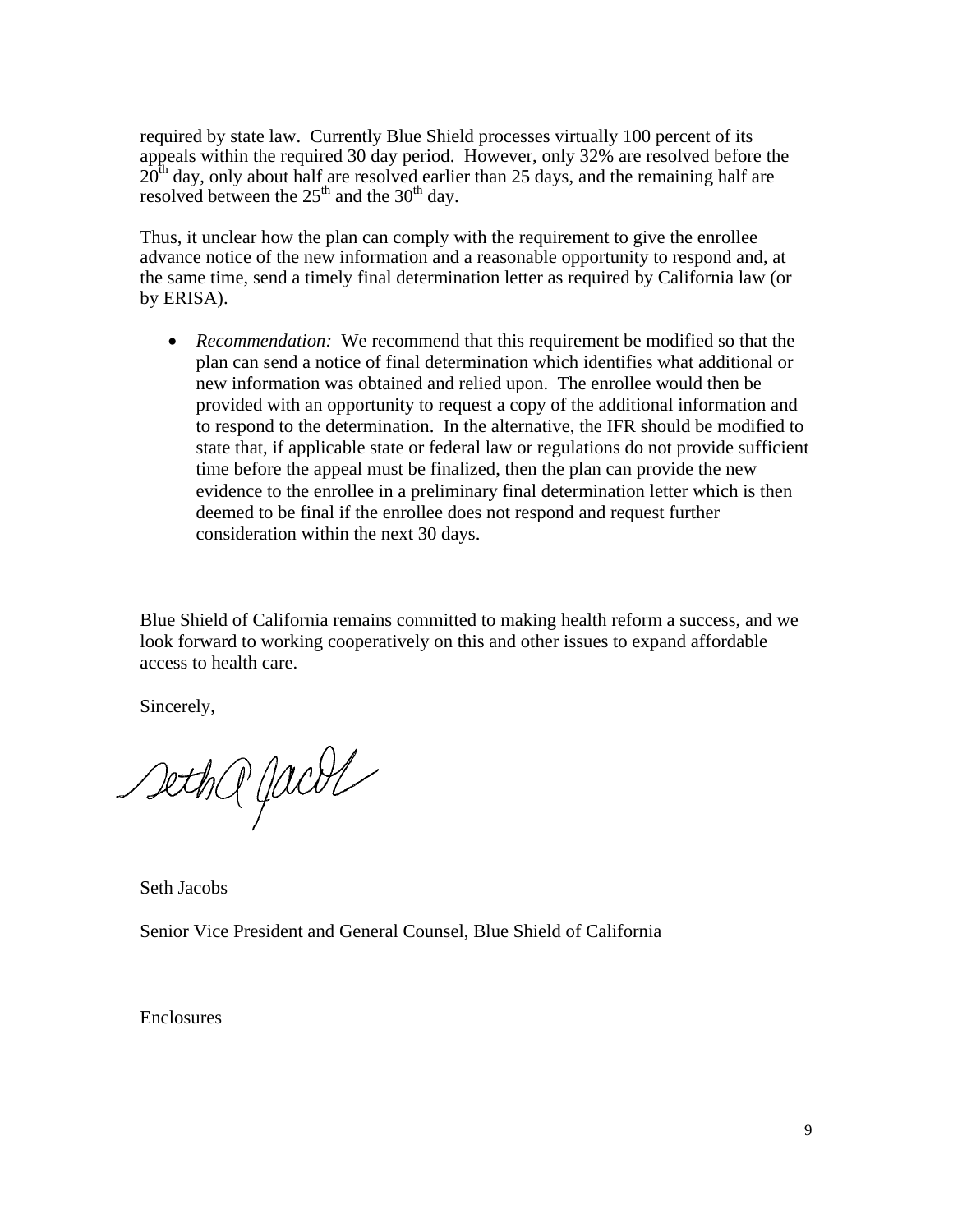required by state law. Currently Blue Shield processes virtually 100 percent of its appeals within the required 30 day period. However, only 32% are resolved before the 20th day, only about half are resolved earlier than 25 days, and the remaining half are resolved between the 25th and the 30th day.

Thus, it unclear how the plan can comply with the requirement to give the enrollee advance notice of the new information and a reasonable opportunity to respond and, at the same time, send a timely final determination letter as required by California law (or by ERISA).

- *Recommendation:* We recommend that this requirement be modified so that the plan can send a notice of final determination which identifies what additional or new information was obtained and relied upon. The enrollee would then be provided with an opportunity to request a copy of the additional information and to respond to the determination. In the alternative, the IFR should be modified to state that, if applicable state or federal law or regulations do not provide sufficient time before the appeal must be finalized, then the plan can provide the new evidence to the enrollee in a preliminary final determination letter which is then deemed to be final if the enrollee does not respond and request further consideration within the next 30 days.

Blue Shield of California remains committed to making health reform a success, and we look forward to working cooperatively on this and other issues to expand affordable access to health care.

Sincerely,

Seth Jacobs

Senior Vice President and General Counsel, Blue Shield of California

Enclosures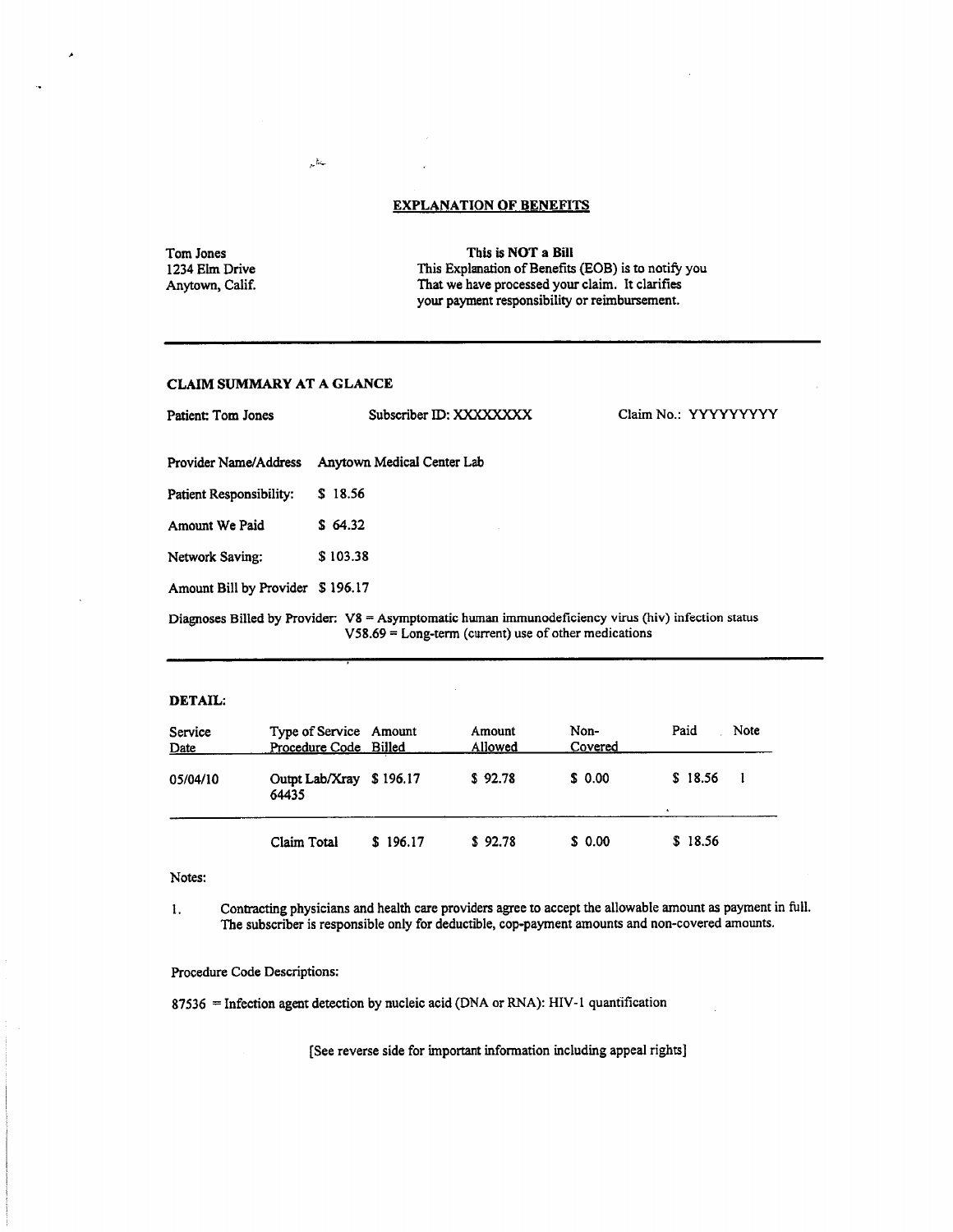## EXPLANATION OF BENEFITS

Tom Jones
1234 Elm Drive
Anytown, Calif.

**This is NOT a Bill**
This Explanation of Benefits (EOB) is to notify you That we have processed your claim. It clarifies your payment responsibility or reimbursement.

---

### CLAIM SUMMARY AT A GLANCE

Patient: Tom Jones    Subscriber ID: XXXXXXXX    Claim No.: YYYYYYYYY

Provider Name/Address  Anytown Medical Center Lab

Patient Responsibility:  $ 18.56

Amount We Paid  $ 64.32

Network Saving:  $ 103.38

Amount Bill by Provider  $ 196.17

Diagnoses Billed by Provider: V8 = Asymptomatic human immunodeficiency virus (hiv) infection status
V58.69 = Long-term (current) use of other medications

---

### DETAIL:

| Service Date | Type of Service Procedure Code | Amount Billed | Amount Allowed | Non-Covered | Paid | Note |
|---|---|---|---|---|---|---|
| 05/04/10 | Outpt Lab/Xray 64435 | $ 196.17 | $ 92.78 | $ 0.00 | $ 18.56 | 1 |
| | Claim Total | $ 196.17 | $ 92.78 | $ 0.00 | $ 18.56 | |

Notes:

1. Contracting physicians and health care providers agree to accept the allowable amount as payment in full. The subscriber is responsible only for deductible, cop-payment amounts and non-covered amounts.

Procedure Code Descriptions:

87536 = Infection agent detection by nucleic acid (DNA or RNA): HIV-1 quantification

[See reverse side for important information including appeal rights]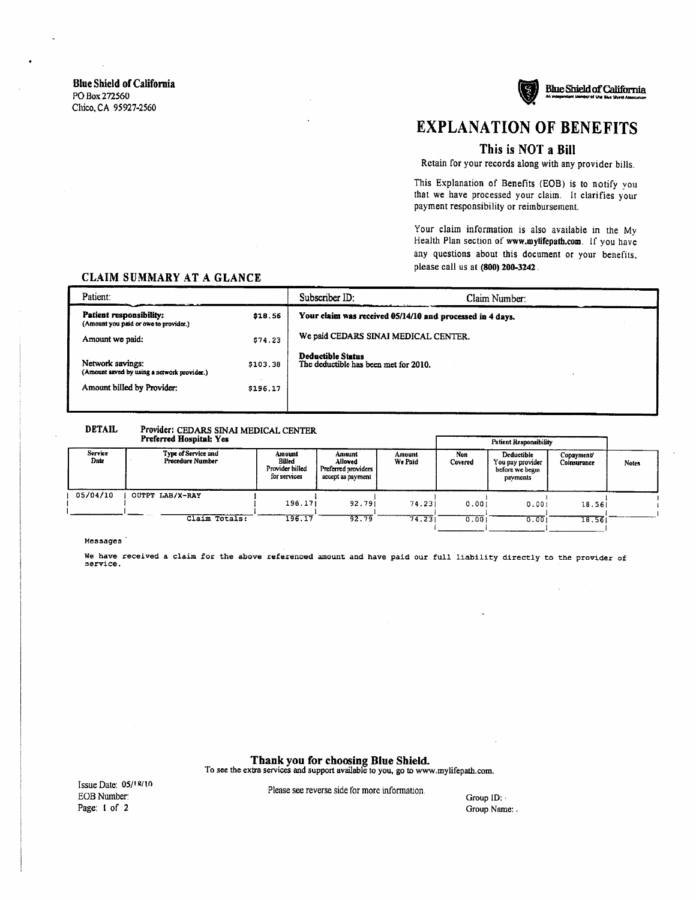**Blue Shield of California**
PO Box 272560
Chico, CA 95927-2560

Blue Shield of California
An independent Member of the Blue Shield Association

# EXPLANATION OF BENEFITS

## This is NOT a Bill

Retain for your records along with any provider bills.

This Explanation of Benefits (EOB) is to notify you that we have processed your claim. It clarifies your payment responsibility or reimbursement.

Your claim information is also available in the My Health Plan section of **www.mylifepath.com**. If you have any questions about this document or your benefits, please call us at **(800) 200-3242**.

### CLAIM SUMMARY AT A GLANCE

| Patient: | | Subscriber ID: Claim Number: |
|---|---|---|
| **Patient responsibility:** (Amount you paid or owe to provider.) | $18.56 | **Your claim was received 05/14/10 and processed in 4 days.** |
| Amount we paid: | $74.23 | We paid CEDARS SINAI MEDICAL CENTER. |
| Network savings: (Amount saved by using a network provider.) | $103.38 | **Deductible Status** The deductible has been met for 2010. |
| Amount billed by Provider: | $196.17 | |

**DETAIL** Provider: CEDARS SINAI MEDICAL CENTER
**Preferred Hospital: Yes**

| | | | | | Patient Responsibility | | | |
|---|---|---|---|---|---|---|---|---|
| Service Date | Type of Service and Procedure Number | Amount Billed Provider billed for services | Amount Allowed Preferred providers accept as payment | Amount We Paid | Non Covered | Deductible You pay provider before we begin payments | Copayment/ Coinsurance | Notes |
| 05/04/10 | OUTPT LAB/X-RAY | 196.17 | 92.79 | 74.23 | 0.00 | 0.00 | 18.56 | |
| | Claim Totals: | 196.17 | 92.79 | 74.23 | 0.00 | 0.00 | 18.56 | |

Messages

We have received a claim for the above referenced amount and have paid our full liability directly to the provider of service.

**Thank you for choosing Blue Shield.**
To see the extra services and support available to you, go to www.mylifepath.com.

Issue Date: 05/18/10
EOB Number:

Please see reverse side for more information.

Group ID:
Group Name: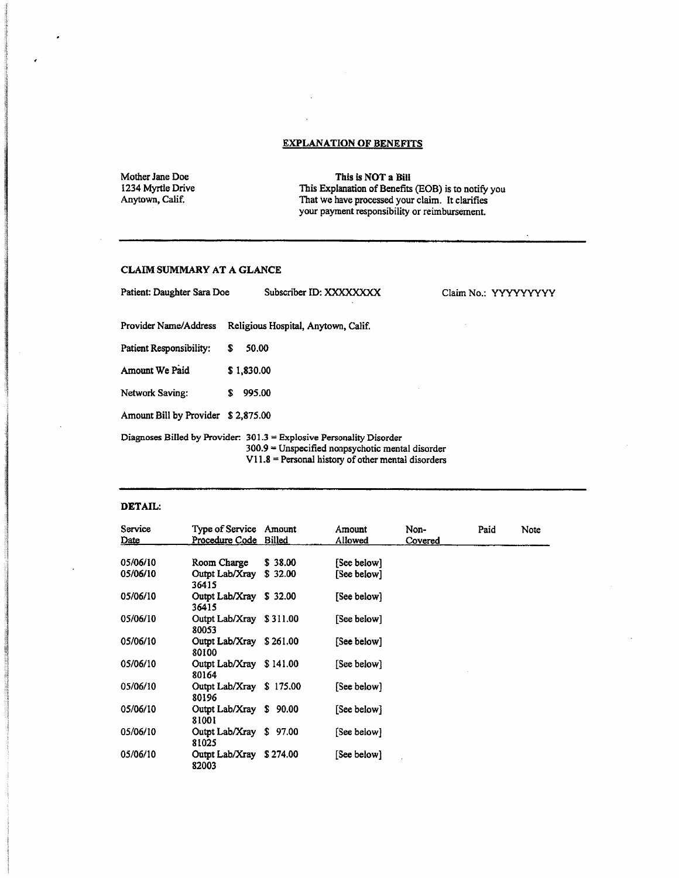## EXPLANATION OF BENEFITS

Mother Jane Doe
1234 Myrtle Drive
Anytown, Calif.

**This is NOT a Bill**
This Explanation of Benefits (EOB) is to notify you That we have processed your claim. It clarifies your payment responsibility or reimbursement.

---

### CLAIM SUMMARY AT A GLANCE

Patient: Daughter Sara Doe    Subscriber ID: XXXXXXXX    Claim No.: YYYYYYYYY

Provider Name/Address    Religious Hospital, Anytown, Calif.

Patient Responsibility:    $ 50.00

Amount We Paid    $ 1,830.00

Network Saving:    $ 995.00

Amount Bill by Provider    $ 2,875.00

Diagnoses Billed by Provider: 301.3 = Explosive Personality Disorder
300.9 = Unspecified nonpsychotic mental disorder
V11.8 = Personal history of other mental disorders

---

### DETAIL:

| Service Date | Type of Service Procedure Code | Amount Billed | Amount Allowed | Non-Covered | Paid | Note |
|---|---|---|---|---|---|---|
| 05/06/10 | Room Charge | $ 38.00 | [See below] | | | |
| 05/06/10 | Outpt Lab/Xray 36415 | $ 32.00 | [See below] | | | |
| 05/06/10 | Outpt Lab/Xray 36415 | $ 32.00 | [See below] | | | |
| 05/06/10 | Outpt Lab/Xray 80053 | $ 311.00 | [See below] | | | |
| 05/06/10 | Outpt Lab/Xray 80100 | $ 261.00 | [See below] | | | |
| 05/06/10 | Outpt Lab/Xray 80164 | $ 141.00 | [See below] | | | |
| 05/06/10 | Outpt Lab/Xray 80196 | $ 175.00 | [See below] | | | |
| 05/06/10 | Outpt Lab/Xray 81001 | $ 90.00 | [See below] | | | |
| 05/06/10 | Outpt Lab/Xray 81025 | $ 97.00 | [See below] | | | |
| 05/06/10 | Outpt Lab/Xray 82003 | $ 274.00 | [See below] | | | |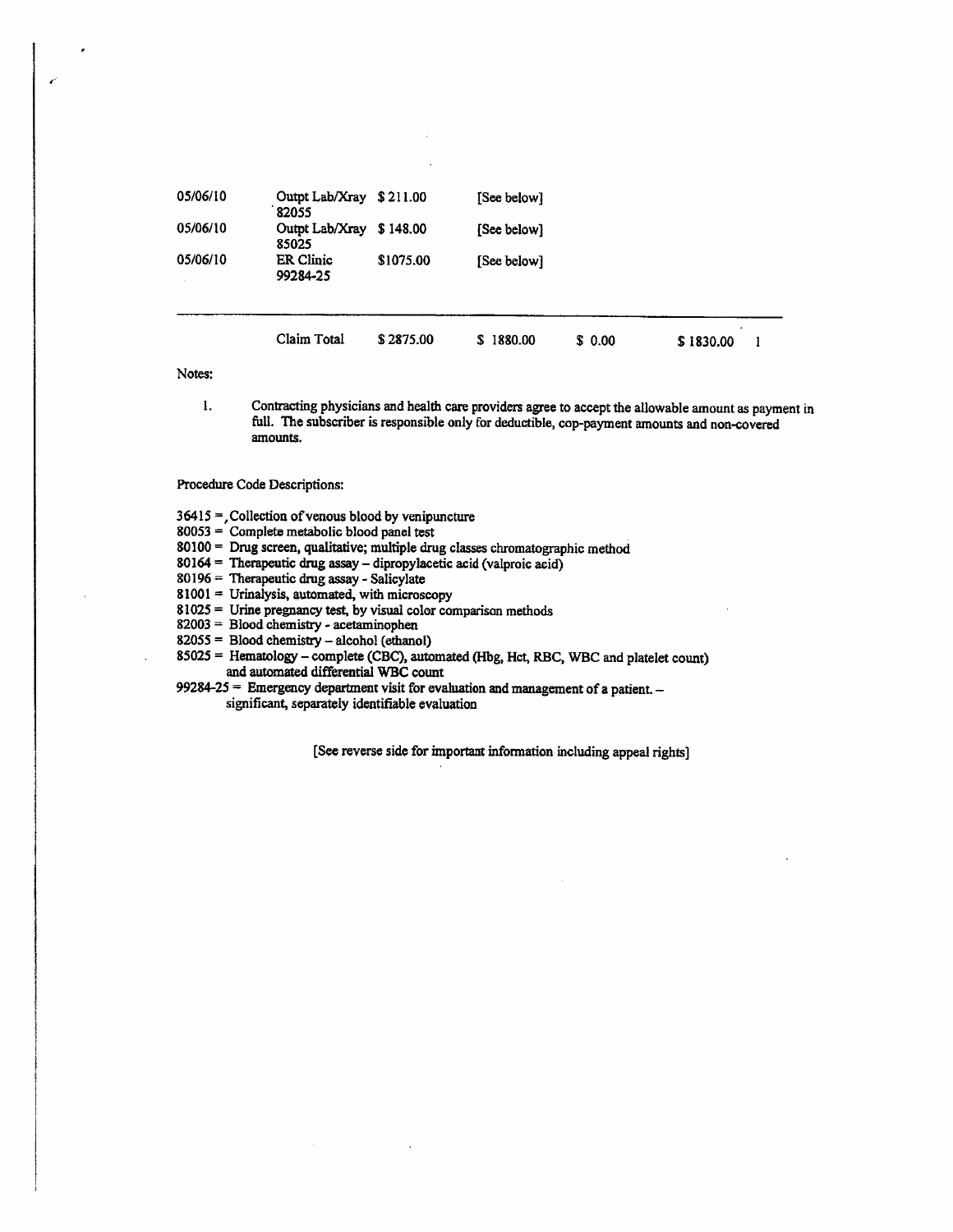| | | | | | | |
|---|---|---|---|---|---|---|
| 05/06/10 | Outpt Lab/Xray 82055 | $ 211.00 | [See below] | | | |
| 05/06/10 | Outpt Lab/Xray 85025 | $ 148.00 | [See below] | | | |
| 05/06/10 | ER Clinic 99284-25 | $1075.00 | [See below] | | | |
| | Claim Total | $ 2875.00 | $ 1880.00 | $ 0.00 | $ 1830.00 | 1 |

Notes:

1. Contracting physicians and health care providers agree to accept the allowable amount as payment in full. The subscriber is responsible only for deductible, cop-payment amounts and non-covered amounts.

Procedure Code Descriptions:

36415 = Collection of venous blood by venipuncture
80053 = Complete metabolic blood panel test
80100 = Drug screen, qualitative; multiple drug classes chromatographic method
80164 = Therapeutic drug assay – dipropylacetic acid (valproic acid)
80196 = Therapeutic drug assay - Salicylate
81001 = Urinalysis, automated, with microscopy
81025 = Urine pregnancy test, by visual color comparison methods
82003 = Blood chemistry - acetaminophen
82055 = Blood chemistry – alcohol (ethanol)
85025 = Hematology – complete (CBC), automated (Hbg, Hct, RBC, WBC and platelet count) and automated differential WBC count
99284-25 = Emergency department visit for evaluation and management of a patient. – significant, separately identifiable evaluation

[See reverse side for important information including appeal rights]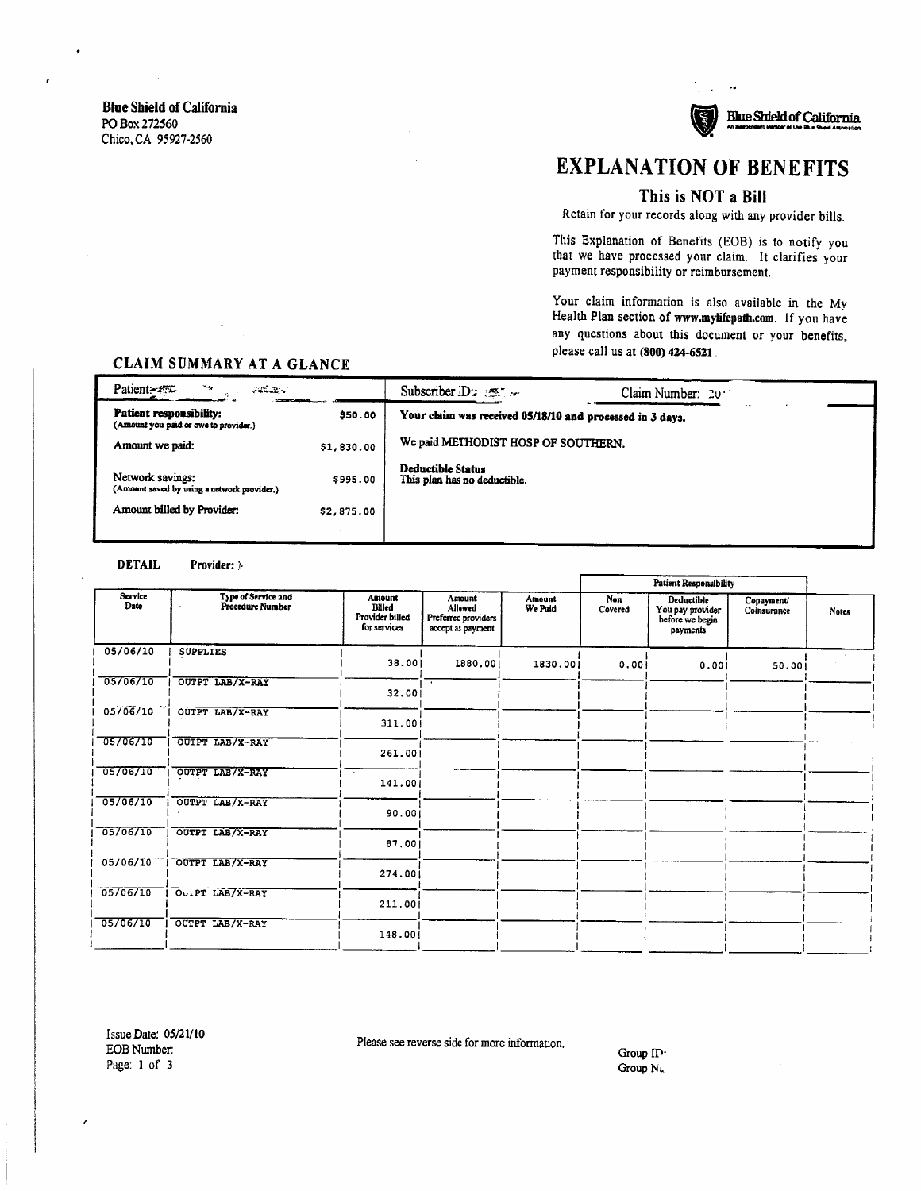Blue Shield of California
PO Box 272560
Chico, CA 95927-2560

Blue Shield of California
An Independent Member of the Blue Shield Association

# EXPLANATION OF BENEFITS

## This is NOT a Bill

Retain for your records along with any provider bills.

This Explanation of Benefits (EOB) is to notify you that we have processed your claim. It clarifies your payment responsibility or reimbursement.

Your claim information is also available in the My Health Plan section of **www.mylifepath.com**. If you have any questions about this document or your benefits, please call us at **(800) 424-6521**.

## CLAIM SUMMARY AT A GLANCE

| Patient: | | Subscriber ID: | Claim Number: 20 |
|---|---|---|---|
| **Patient responsibility:** (Amount you paid or owe to provider.) | $50.00 | **Your claim was received 05/18/10 and processed in 3 days.** | |
| Amount we paid: | $1,830.00 | We paid METHODIST HOSP OF SOUTHERN. | |
| Network savings: (Amount saved by using a network provider.) | $995.00 | **Deductible Status** This plan has no deductible. | |
| Amount billed by Provider: | $2,875.00 | | |

**DETAIL** Provider:

| Service Date | Type of Service and Procedure Number | Amount Billed Provider billed for services | Amount Allowed Preferred providers accept as payment | Amount We Paid | Patient Responsibility: Non Covered | Patient Responsibility: Deductible You pay provider before we begin payments | Patient Responsibility: Copayment/ Coinsurance | Notes |
|---|---|---|---|---|---|---|---|---|
| 05/06/10 | SUPPLIES | 38.00 | 1880.00 | 1830.00 | 0.00 | 0.00 | 50.00 | |
| 05/06/10 | OUTPT LAB/X-RAY | 32.00 | | | | | | |
| 05/06/10 | OUTPT LAB/X-RAY | 311.00 | | | | | | |
| 05/06/10 | OUTPT LAB/X-RAY | 261.00 | | | | | | |
| 05/06/10 | OUTPT LAB/X-RAY | 141.00 | | | | | | |
| 05/06/10 | OUTPT LAB/X-RAY | 90.00 | | | | | | |
| 05/06/10 | OUTPT LAB/X-RAY | 87.00 | | | | | | |
| 05/06/10 | OUTPT LAB/X-RAY | 274.00 | | | | | | |
| 05/06/10 | OUTPT LAB/X-RAY | 211.00 | | | | | | |
| 05/06/10 | OUTPT LAB/X-RAY | 148.00 | | | | | | |

Issue Date: 05/21/10
EOB Number:

Please see reverse side for more information.

Group ID:
Group No.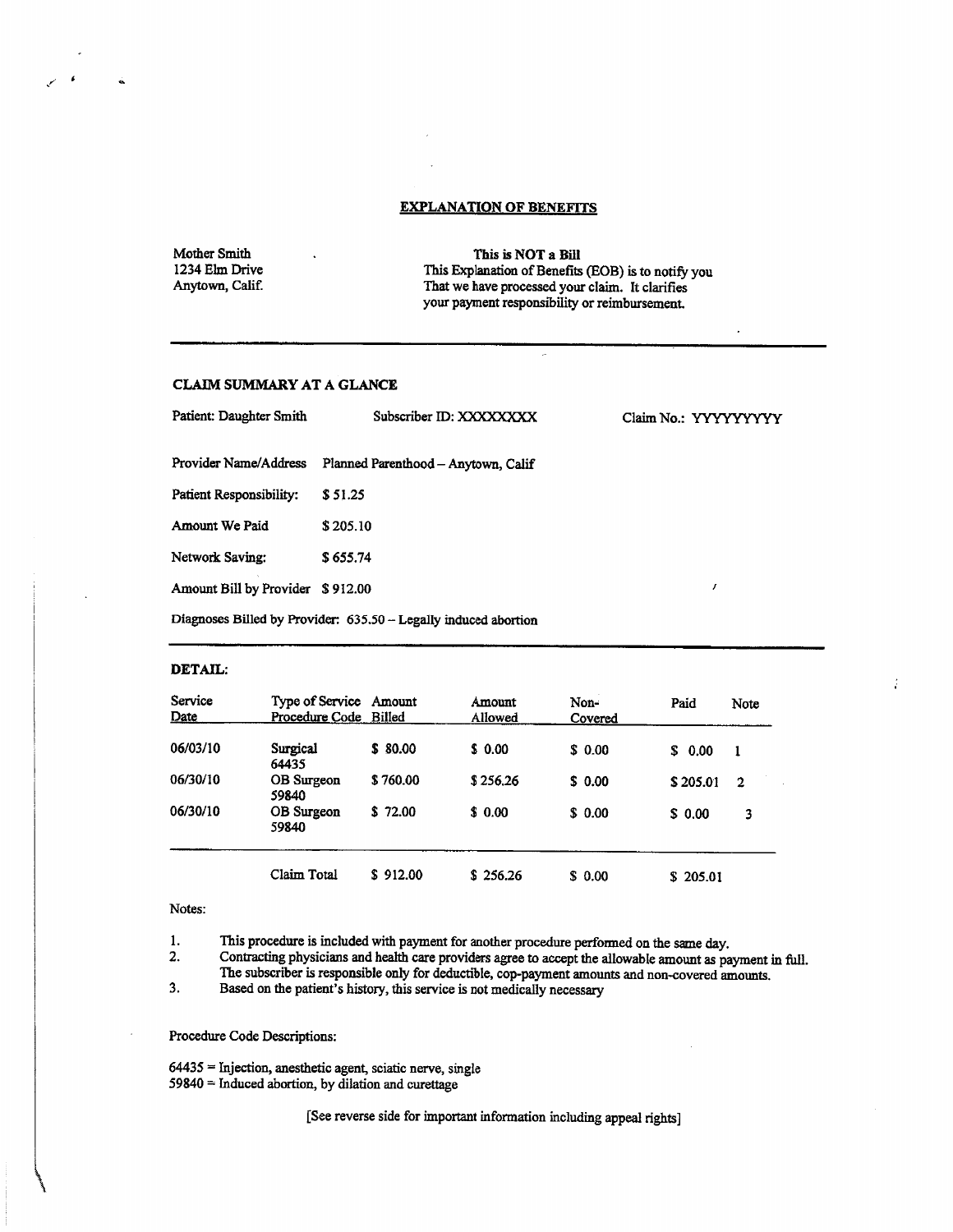# EXPLANATION OF BENEFITS

Mother Smith
1234 Elm Drive
Anytown, Calif.

**This is NOT a Bill**
This Explanation of Benefits (EOB) is to notify you That we have processed your claim. It clarifies your payment responsibility or reimbursement.

---

## CLAIM SUMMARY AT A GLANCE

Patient: Daughter Smith     Subscriber ID: XXXXXXXX     Claim No.: YYYYYYYYY

Provider Name/Address   Planned Parenthood – Anytown, Calif

Patient Responsibility:   $ 51.25

Amount We Paid   $ 205.10

Network Saving:   $ 655.74

Amount Bill by Provider   $ 912.00

Diagnoses Billed by Provider: 635.50 – Legally induced abortion

---

## DETAIL:

| Service Date | Type of Service Procedure Code | Amount Billed | Amount Allowed | Non-Covered | Paid | Note |
|---|---|---|---|---|---|---|
| 06/03/10 | Surgical 64435 | $ 80.00 | $ 0.00 | $ 0.00 | $ 0.00 | 1 |
| 06/30/10 | OB Surgeon 59840 | $ 760.00 | $ 256.26 | $ 0.00 | $ 205.01 | 2 |
| 06/30/10 | OB Surgeon 59840 | $ 72.00 | $ 0.00 | $ 0.00 | $ 0.00 | 3 |
| | Claim Total | $ 912.00 | $ 256.26 | $ 0.00 | $ 205.01 | |

Notes:

1. This procedure is included with payment for another procedure performed on the same day.
2. Contracting physicians and health care providers agree to accept the allowable amount as payment in full. The subscriber is responsible only for deductible, cop-payment amounts and non-covered amounts.
3. Based on the patient's history, this service is not medically necessary

Procedure Code Descriptions:

64435 = Injection, anesthetic agent, sciatic nerve, single
59840 = Induced abortion, by dilation and curettage

[See reverse side for important information including appeal rights]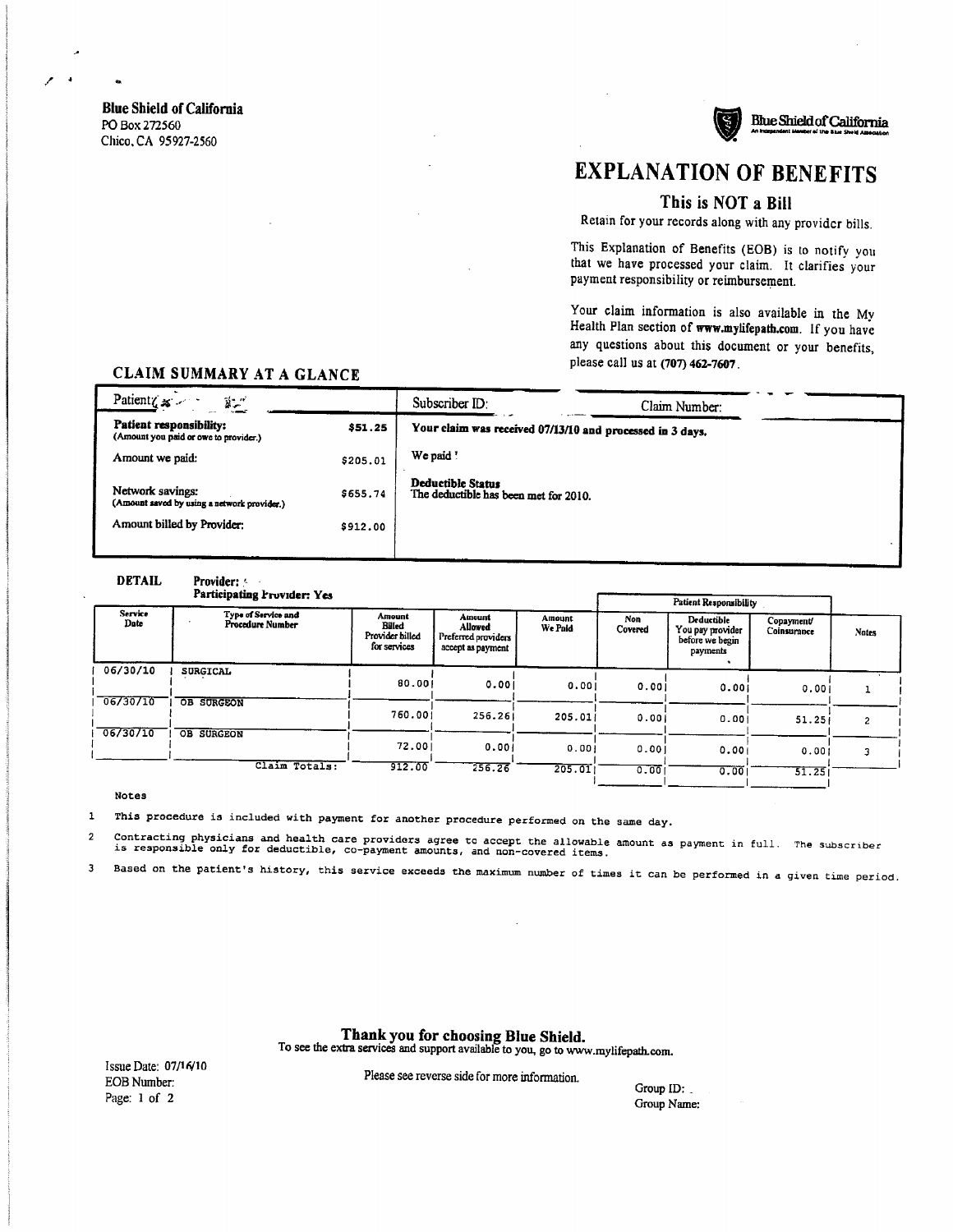**Blue Shield of California**
PO Box 272560
Chico, CA 95927-2560

Blue Shield of California
An Independent Member of the Blue Shield Association

# EXPLANATION OF BENEFITS

## This is NOT a Bill

Retain for your records along with any provider bills.

This Explanation of Benefits (EOB) is to notify you that we have processed your claim. It clarifies your payment responsibility or reimbursement.

Your claim information is also available in the My Health Plan section of **www.mylifepath.com**. If you have any questions about this document or your benefits, please call us at **(707) 462-7607**.

### CLAIM SUMMARY AT A GLANCE

| Patient: | | Subscriber ID: | Claim Number: |
|---|---|---|---|
| **Patient responsibility:** (Amount you paid or owe to provider.) | $51.25 | **Your claim was received 07/13/10 and processed in 3 days.** | |
| Amount we paid: | $205.01 | We paid: | |
| Network savings: (Amount saved by using a network provider.) | $655.74 | **Deductible Status** The deductible has been met for 2010. | |
| Amount billed by Provider: | $912.00 | | |

**DETAIL** **Provider:**
**Participating Provider: Yes**

| Service Date | Type of Service and Procedure Number | Amount Billed Provider billed for services | Amount Allowed Preferred providers accept as payment | Amount We Paid | Patient Responsibility: Non Covered | Patient Responsibility: Deductible You pay provider before we begin payments | Patient Responsibility: Copayment/ Coinsurance | Notes |
|---|---|---|---|---|---|---|---|---|
| 06/30/10 | SURGICAL | 80.00 | 0.00 | 0.00 | 0.00 | 0.00 | 0.00 | 1 |
| 06/30/10 | OB SURGEON | 760.00 | 256.26 | 205.01 | 0.00 | 0.00 | 51.25 | 2 |
| 06/30/10 | OB SURGEON | 72.00 | 0.00 | 0.00 | 0.00 | 0.00 | 0.00 | 3 |
| | Claim Totals: | 912.00 | 256.26 | 205.01 | 0.00 | 0.00 | 51.25 | |

Notes

1 This procedure is included with payment for another procedure performed on the same day.

2 Contracting physicians and health care providers agree to accept the allowable amount as payment in full. The subscriber is responsible only for deductible, co-payment amounts, and non-covered items.

3 Based on the patient's history, this service exceeds the maximum number of times it can be performed in a given time period.

**Thank you for choosing Blue Shield.**
To see the extra services and support available to you, go to www.mylifepath.com.

Issue Date: 07/16/10
EOB Number:

Please see reverse side for more information.

Group ID:
Group Name: